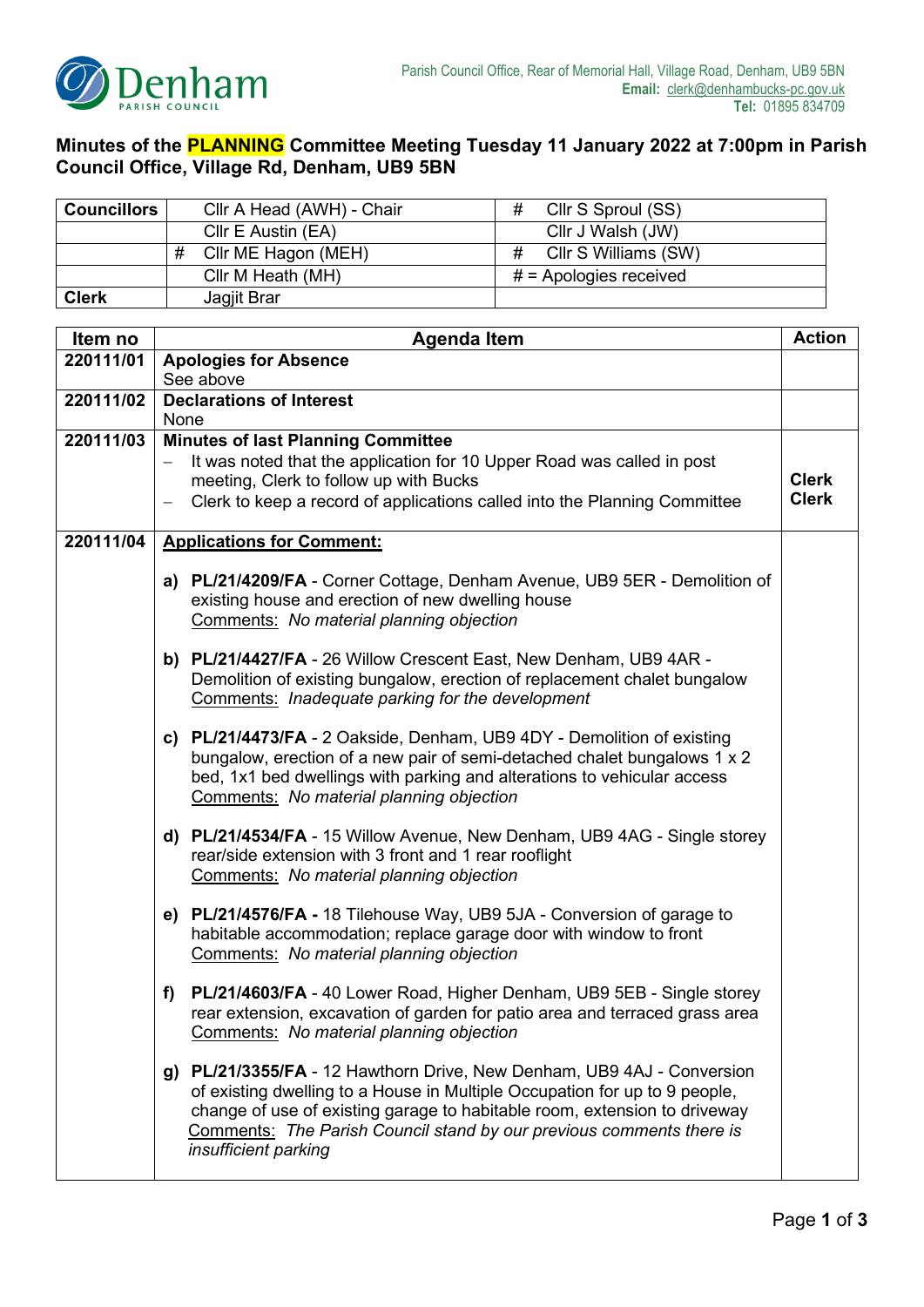Denham
PARISH COUNCIL

Parish Council Office, Rear of Memorial Hall, Village Road, Denham, UB9 5BN
**Email:** clerk@denhambucks-pc.gov.uk
**Tel:** 01895 834709

# Minutes of the PLANNING Committee Meeting Tuesday 11 January 2022 at 7:00pm in Parish Council Office, Village Rd, Denham, UB9 5BN

| **Councillors** | | Cllr A Head (AWH) - Chair | # | Cllr S Sproul (SS) |
|---|---|---|---|---|
| | | Cllr E Austin (EA) | | Cllr J Walsh (JW) |
| | # | Cllr ME Hagon (MEH) | # | Cllr S Williams (SW) |
| | | Cllr M Heath (MH) | | # = Apologies received |
| **Clerk** | | Jagjit Brar | | |

| Item no | Agenda Item | Action |
|---|---|---|
| **220111/01** | **Apologies for Absence**<br>See above | |
| **220111/02** | **Declarations of Interest**<br>None | |
| **220111/03** | **Minutes of last Planning Committee**<br>– It was noted that the application for 10 Upper Road was called in post meeting, Clerk to follow up with Bucks<br>– Clerk to keep a record of applications called into the Planning Committee | **Clerk**<br>**Clerk** |
| **220111/04** | **Applications for Comment:**<br><br>**a) PL/21/4209/FA** - Corner Cottage, Denham Avenue, UB9 5ER - Demolition of existing house and erection of new dwelling house<br>Comments: *No material planning objection*<br><br>**b) PL/21/4427/FA** - 26 Willow Crescent East, New Denham, UB9 4AR - Demolition of existing bungalow, erection of replacement chalet bungalow<br>Comments: *Inadequate parking for the development*<br><br>**c) PL/21/4473/FA** - 2 Oakside, Denham, UB9 4DY - Demolition of existing bungalow, erection of a new pair of semi-detached chalet bungalows 1 x 2 bed, 1x1 bed dwellings with parking and alterations to vehicular access<br>Comments: *No material planning objection*<br><br>**d) PL/21/4534/FA** - 15 Willow Avenue, New Denham, UB9 4AG - Single storey rear/side extension with 3 front and 1 rear rooflight<br>Comments: *No material planning objection*<br><br>**e) PL/21/4576/FA -** 18 Tilehouse Way, UB9 5JA - Conversion of garage to habitable accommodation; replace garage door with window to front<br>Comments: *No material planning objection*<br><br>**f) PL/21/4603/FA** - 40 Lower Road, Higher Denham, UB9 5EB - Single storey rear extension, excavation of garden for patio area and terraced grass area<br>Comments: *No material planning objection*<br><br>**g) PL/21/3355/FA** - 12 Hawthorn Drive, New Denham, UB9 4AJ - Conversion of existing dwelling to a House in Multiple Occupation for up to 9 people, change of use of existing garage to habitable room, extension to driveway<br>Comments: *The Parish Council stand by our previous comments there is insufficient parking* | |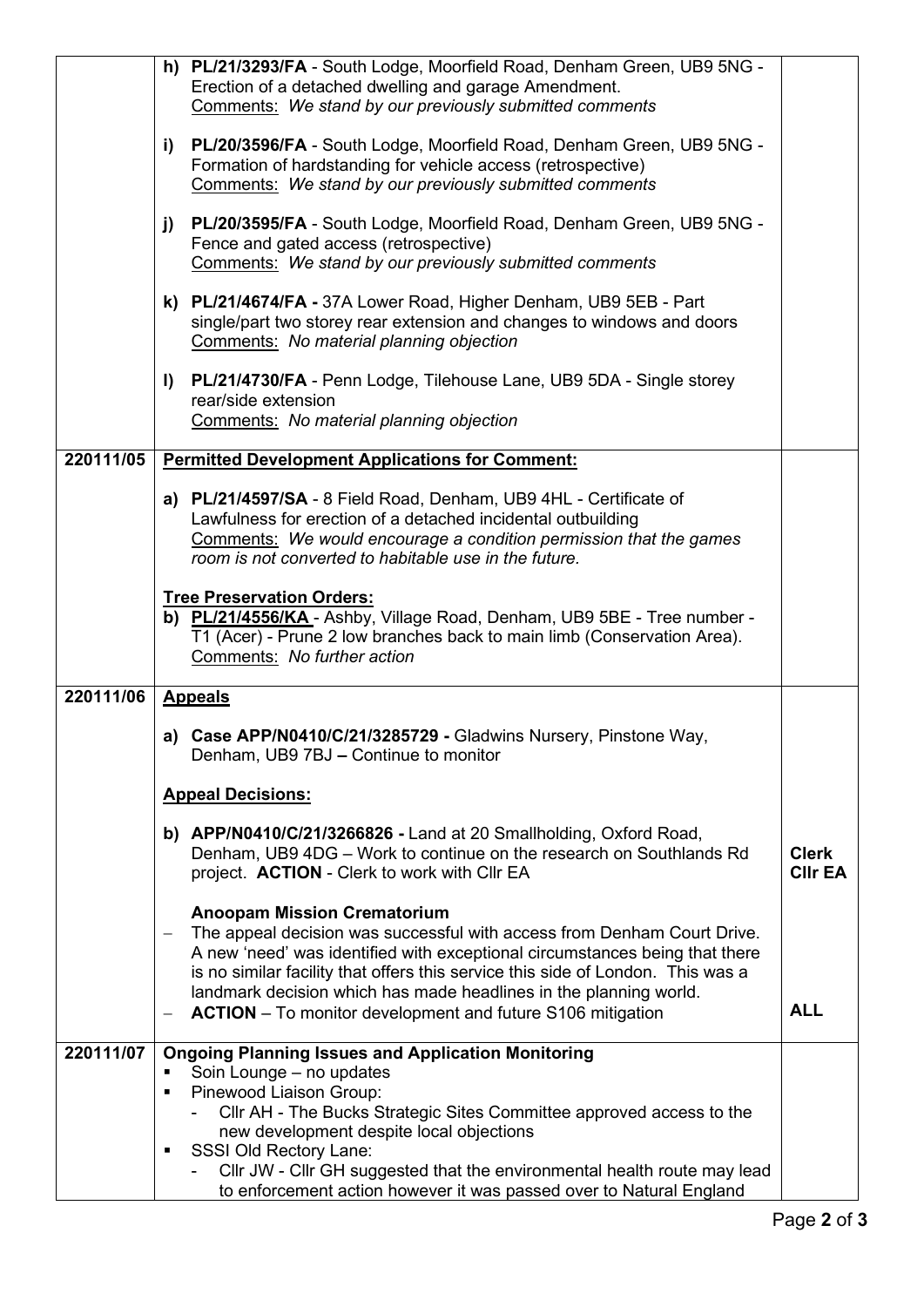| | | |
|---|---|---|
| | **h) PL/21/3293/FA** - South Lodge, Moorfield Road, Denham Green, UB9 5NG - Erection of a detached dwelling and garage Amendment.<br>Comments: *We stand by our previously submitted comments*<br><br>**i) PL/20/3596/FA** - South Lodge, Moorfield Road, Denham Green, UB9 5NG - Formation of hardstanding for vehicle access (retrospective)<br>Comments: *We stand by our previously submitted comments*<br><br>**j) PL/20/3595/FA** - South Lodge, Moorfield Road, Denham Green, UB9 5NG - Fence and gated access (retrospective)<br>Comments: *We stand by our previously submitted comments*<br><br>**k) PL/21/4674/FA -** 37A Lower Road, Higher Denham, UB9 5EB - Part single/part two storey rear extension and changes to windows and doors<br>Comments: *No material planning objection*<br><br>**l) PL/21/4730/FA** - Penn Lodge, Tilehouse Lane, UB9 5DA - Single storey rear/side extension<br>Comments: *No material planning objection* | |
| **220111/05** | **Permitted Development Applications for Comment:**<br><br>**a) PL/21/4597/SA** - 8 Field Road, Denham, UB9 4HL - Certificate of Lawfulness for erection of a detached incidental outbuilding<br>Comments: *We would encourage a condition permission that the games room is not converted to habitable use in the future.*<br><br>**Tree Preservation Orders:**<br>**b) PL/21/4556/KA** - Ashby, Village Road, Denham, UB9 5BE - Tree number - T1 (Acer) - Prune 2 low branches back to main limb (Conservation Area).<br>Comments: *No further action* | |
| **220111/06** | **Appeals**<br><br>**a) Case APP/N0410/C/21/3285729 -** Gladwins Nursery, Pinstone Way, Denham, UB9 7BJ **–** Continue to monitor<br><br>**Appeal Decisions:**<br><br>**b) APP/N0410/C/21/3266826 -** Land at 20 Smallholding, Oxford Road, Denham, UB9 4DG – Work to continue on the research on Southlands Rd project. **ACTION** - Clerk to work with Cllr EA<br><br>**Anoopam Mission Crematorium**<br>– The appeal decision was successful with access from Denham Court Drive. A new 'need' was identified with exceptional circumstances being that there is no similar facility that offers this service this side of London. This was a landmark decision which has made headlines in the planning world.<br>– **ACTION** – To monitor development and future S106 mitigation | **Clerk**<br>**Cllr EA**<br><br><br><br><br><br><br>**ALL** |
| **220111/07** | **Ongoing Planning Issues and Application Monitoring**<br>▪ Soin Lounge – no updates<br>▪ Pinewood Liaison Group:<br>- Cllr AH - The Bucks Strategic Sites Committee approved access to the new development despite local objections<br>▪ SSSI Old Rectory Lane:<br>- Cllr JW - Cllr GH suggested that the environmental health route may lead to enforcement action however it was passed over to Natural England | |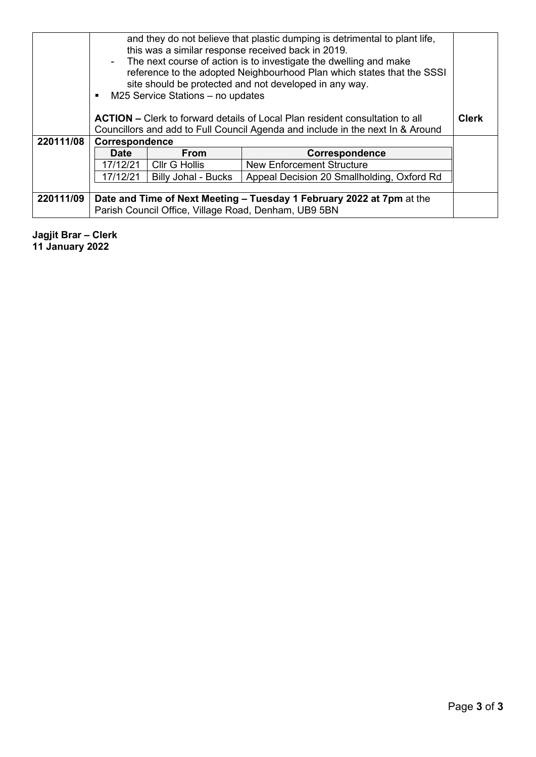| | | |
|---|---|---|
| | and they do not believe that plastic dumping is detrimental to plant life, this was a similar response received back in 2019.<br>- The next course of action is to investigate the dwelling and make reference to the adopted Neighbourhood Plan which states that the SSSI site should be protected and not developed in any way.<br>▪ M25 Service Stations – no updates<br><br>**ACTION –** Clerk to forward details of Local Plan resident consultation to all Councillors and add to Full Council Agenda and include in the next In & Around | **Clerk** |
| **220111/08** | **Correspondence** | |
| **220111/09** | **Date and Time of Next Meeting – Tuesday 1 February 2022 at 7pm** at the Parish Council Office, Village Road, Denham, UB9 5BN | |

| Date | From | Correspondence |
|---|---|---|
| 17/12/21 | Cllr G Hollis | New Enforcement Structure |
| 17/12/21 | Billy Johal - Bucks | Appeal Decision 20 Smallholding, Oxford Rd |

**Jagjit Brar – Clerk**
**11 January 2022**